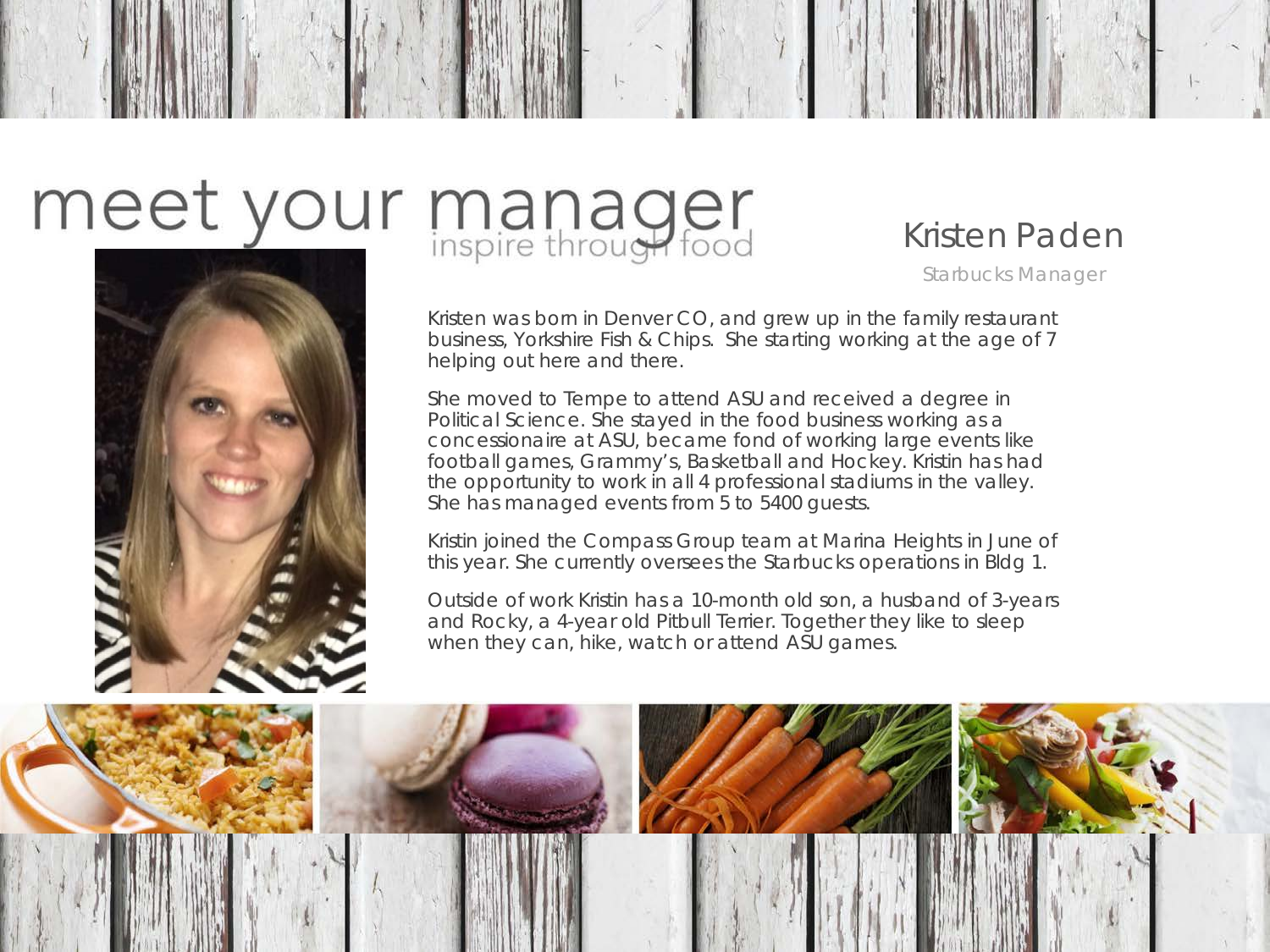# meet your manager

inspire through food

## Kristen Paden

Starbucks Manager

Kristen was born in Denver CO, and grew up in the family restaurant business, Yorkshire Fish & Chips. She starting working at the age of 7 helping out here and there.

She moved to Tempe to attend ASU and received a degree in Political Science. She stayed in the food business working as a concessionaire at ASU, became fond of working large events like football games, Grammy's, Basketball and Hockey. Kristin has had the opportunity to work in all 4 professional stadiums in the valley. She has managed events from 5 to 5400 guests.

Kristin joined the Compass Group team at Marina Heights in June of this year. She currently oversees the Starbucks operations in Bldg 1.

Outside of work Kristin has a 10-month old son, a husband of 3-years and Rocky, a 4-year old Pitbull Terrier. Together they like to sleep when they can, hike, watch or attend ASU games.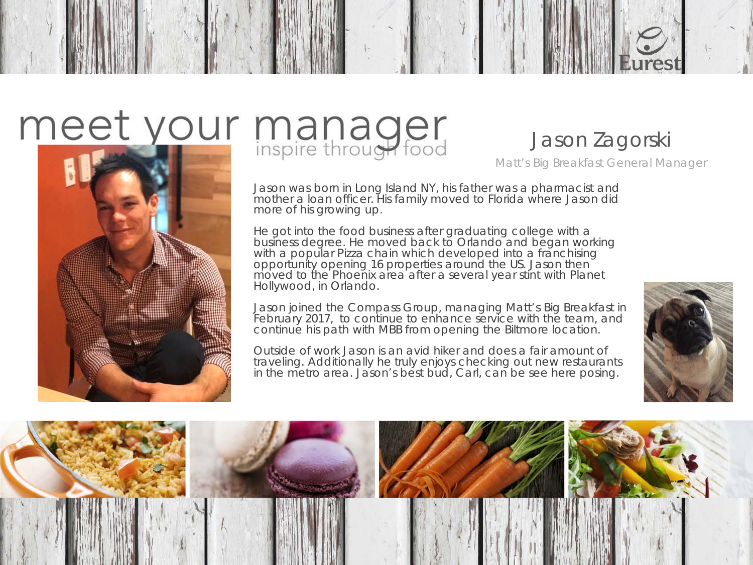# meet your manager

inspire through food

## Jason Zagorski

Matt's Big Breakfast General Manager

Jason was born in Long Island NY, his father was a pharmacist and mother a loan officer. His family moved to Florida where Jason did more of his growing up.

He got into the food business after graduating college with a business degree. He moved back to Orlando and began working with a popular Pizza chain which developed into a franchising opportunity opening 16 properties around the US. Jason then moved to the Phoenix area after a several year stint with Planet Hollywood, in Orlando.

Jason joined the Compass Group, managing Matt's Big Breakfast in February 2017, to continue to enhance service with the team, and continue his path with MBB from opening the Biltmore location.

Outside of work Jason is an avid hiker and does a fair amount of traveling. Additionally he truly enjoys checking out new restaurants in the metro area. Jason's best bud, Carl, can be see here posing.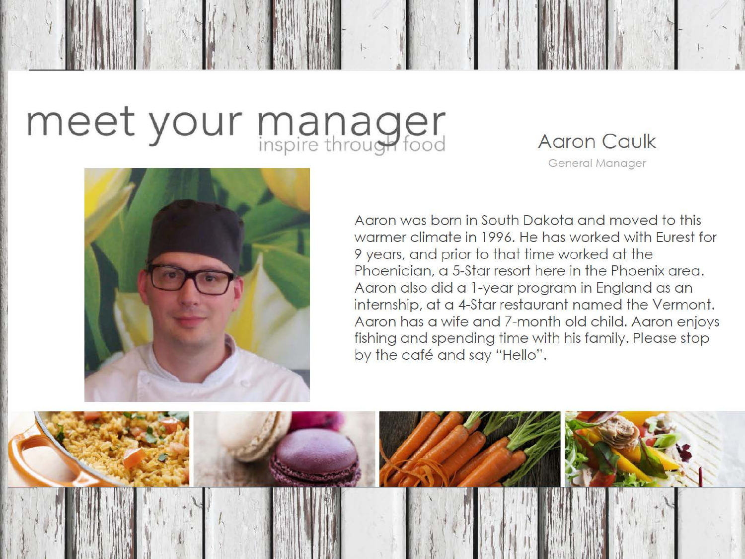# meet your manager

inspire through food

## Aaron Caulk

General Manager

Aaron was born in South Dakota and moved to this warmer climate in 1996. He has worked with Eurest for 9 years, and prior to that time worked at the Phoenician, a 5-Star resort here in the Phoenix area. Aaron also did a 1-year program in England as an internship, at a 4-Star restaurant named the Vermont. Aaron has a wife and 7-month old child. Aaron enjoys fishing and spending time with his family. Please stop by the café and say "Hello".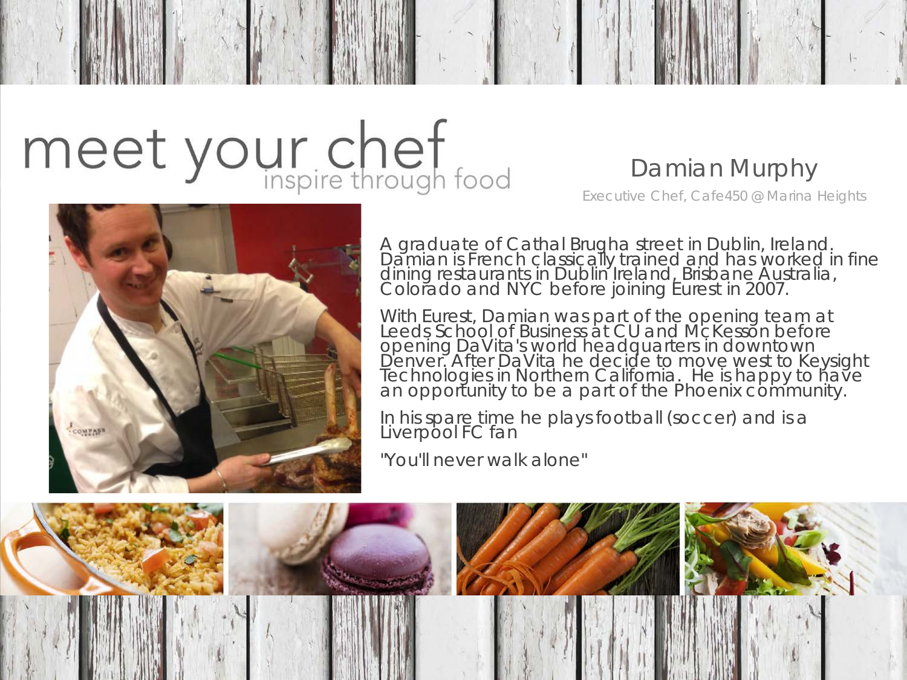# meet your chef

inspire through food

## Damian Murphy

Executive Chef, Cafe450 @ Marina Heights

A graduate of Cathal Brugha street in Dublin, Ireland. Damian is French classically trained and has worked in fine dining restaurants in Dublin Ireland, Brisbane Australia, Colorado and NYC before joining Eurest in 2007.

With Eurest, Damian was part of the opening team at Leeds School of Business at CU and McKesson before opening DaVita's world headquarters in downtown Denver. After DaVita he decide to move west to Keysight Technologies in Northern California. He is happy to have an opportunity to be a part of the Phoenix community.

In his spare time he plays football (soccer) and is a Liverpool FC fan

"You'll never walk alone"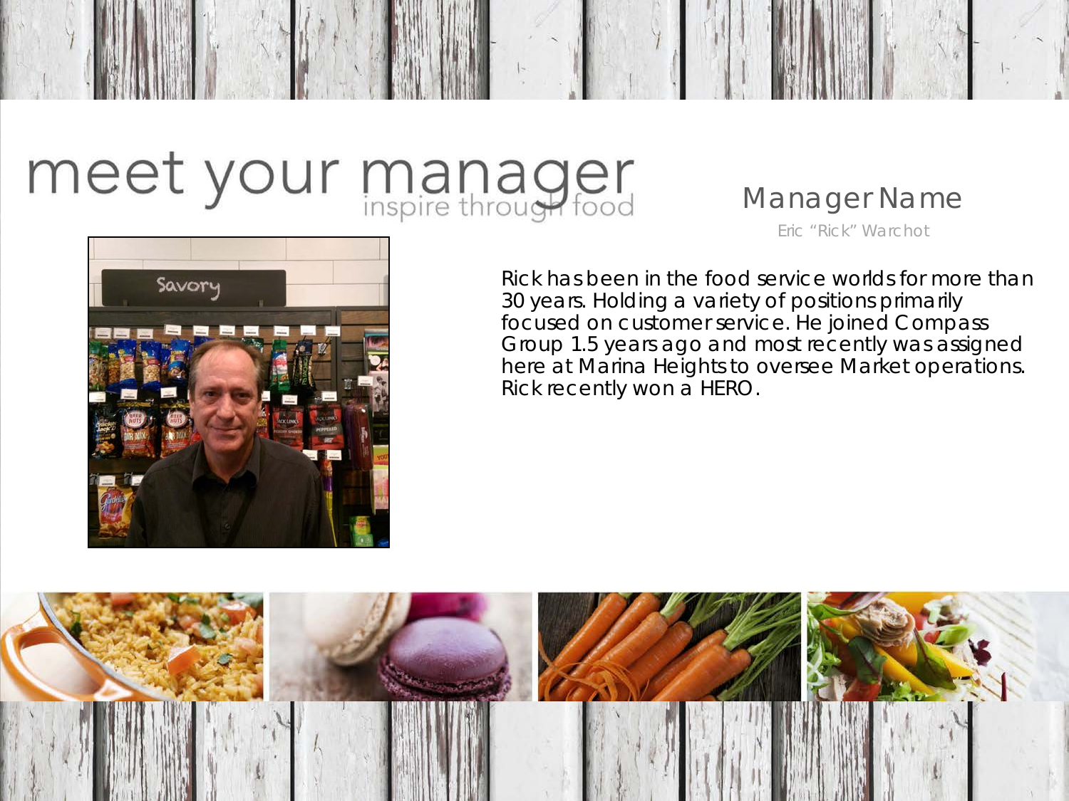# meet your manager

inspire through food

## Manager Name

Eric "Rick" Warchot

Rick has been in the food service worlds for more than 30 years. Holding a variety of positions primarily focused on customer service. He joined Compass Group 1.5 years ago and most recently was assigned here at Marina Heights to oversee Market operations. Rick recently won a HERO.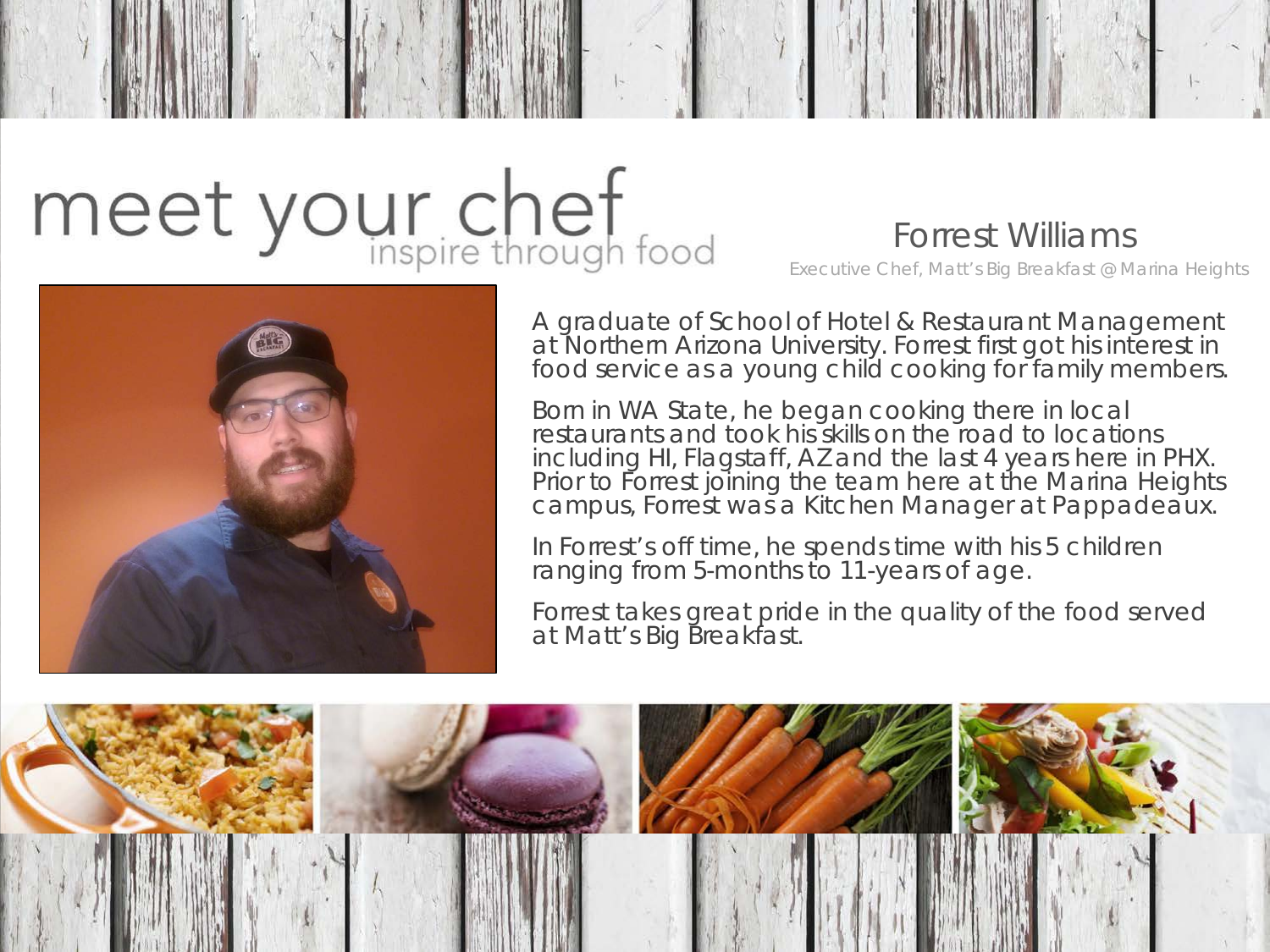# meet your chef

inspire through food

## Forrest Williams

Executive Chef, Matt's Big Breakfast @ Marina Heights

A graduate of School of Hotel & Restaurant Management at Northern Arizona University. Forrest first got his interest in food service as a young child cooking for family members.

Born in WA State, he began cooking there in local restaurants and took his skills on the road to locations including HI, Flagstaff, AZ and the last 4 years here in PHX. Prior to Forrest joining the team here at the Marina Heights campus, Forrest was a Kitchen Manager at Pappadeaux.

In Forrest's off time, he spends time with his 5 children ranging from 5-months to 11-years of age.

Forrest takes great pride in the quality of the food served at Matt's Big Breakfast.